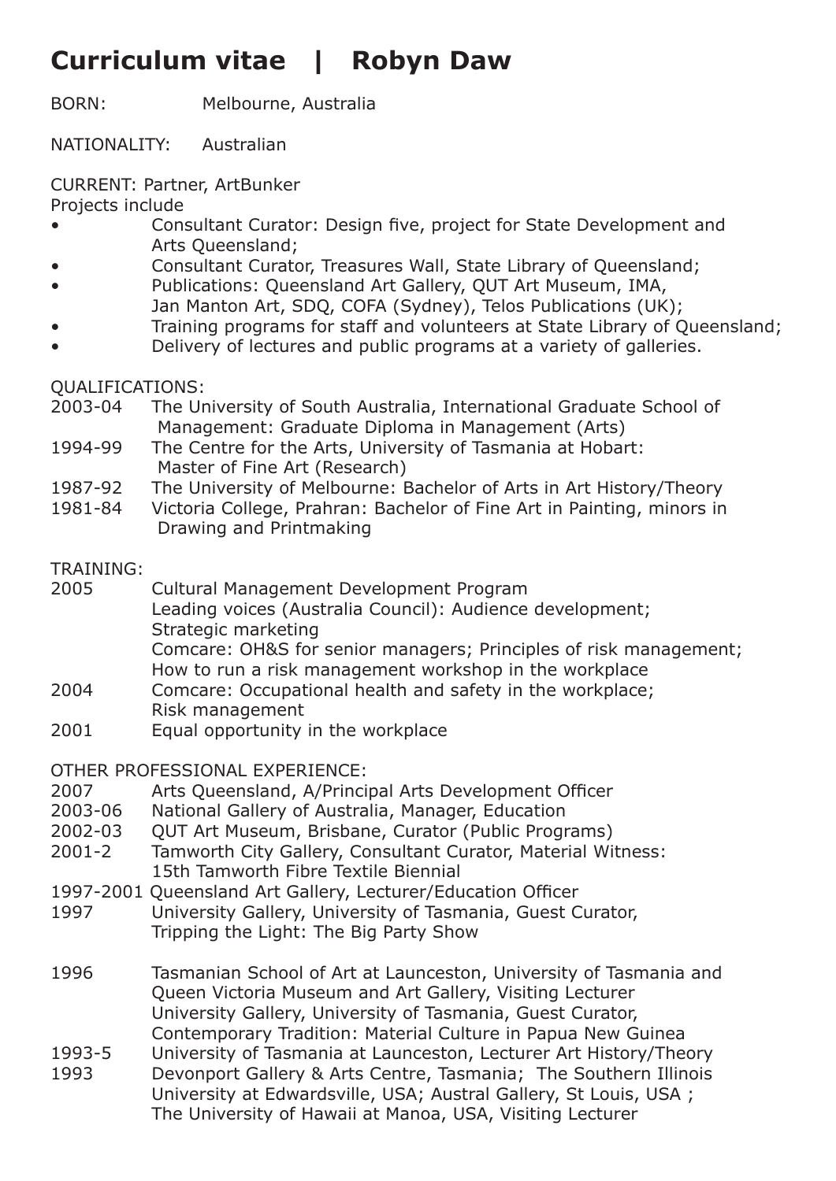# Curriculum vitae | Robyn Daw

BORN: Melbourne, Australia

NATIONALITY: Australian

CURRENT: Partner, ArtBunker
Projects include

- Consultant Curator: Design five, project for State Development and Arts Queensland;
- Consultant Curator, Treasures Wall, State Library of Queensland;
- Publications: Queensland Art Gallery, QUT Art Museum, IMA, Jan Manton Art, SDQ, COFA (Sydney), Telos Publications (UK);
- Training programs for staff and volunteers at State Library of Queensland;
- Delivery of lectures and public programs at a variety of galleries.

QUALIFICATIONS:

2003-04 The University of South Australia, International Graduate School of Management: Graduate Diploma in Management (Arts)
1994-99 The Centre for the Arts, University of Tasmania at Hobart: Master of Fine Art (Research)
1987-92 The University of Melbourne: Bachelor of Arts in Art History/Theory
1981-84 Victoria College, Prahran: Bachelor of Fine Art in Painting, minors in Drawing and Printmaking

TRAINING:

2005 Cultural Management Development Program
Leading voices (Australia Council): Audience development; Strategic marketing
Comcare: OH&S for senior managers; Principles of risk management; How to run a risk management workshop in the workplace
2004 Comcare: Occupational health and safety in the workplace; Risk management
2001 Equal opportunity in the workplace

OTHER PROFESSIONAL EXPERIENCE:

2007 Arts Queensland, A/Principal Arts Development Officer
2003-06 National Gallery of Australia, Manager, Education
2002-03 QUT Art Museum, Brisbane, Curator (Public Programs)
2001-2 Tamworth City Gallery, Consultant Curator, Material Witness: 15th Tamworth Fibre Textile Biennial
1997-2001 Queensland Art Gallery, Lecturer/Education Officer
1997 University Gallery, University of Tasmania, Guest Curator, Tripping the Light: The Big Party Show

1996 Tasmanian School of Art at Launceston, University of Tasmania and Queen Victoria Museum and Art Gallery, Visiting Lecturer
University Gallery, University of Tasmania, Guest Curator, Contemporary Tradition: Material Culture in Papua New Guinea
1993-5 University of Tasmania at Launceston, Lecturer Art History/Theory
1993 Devonport Gallery & Arts Centre, Tasmania; The Southern Illinois University at Edwardsville, USA; Austral Gallery, St Louis, USA ; The University of Hawaii at Manoa, USA, Visiting Lecturer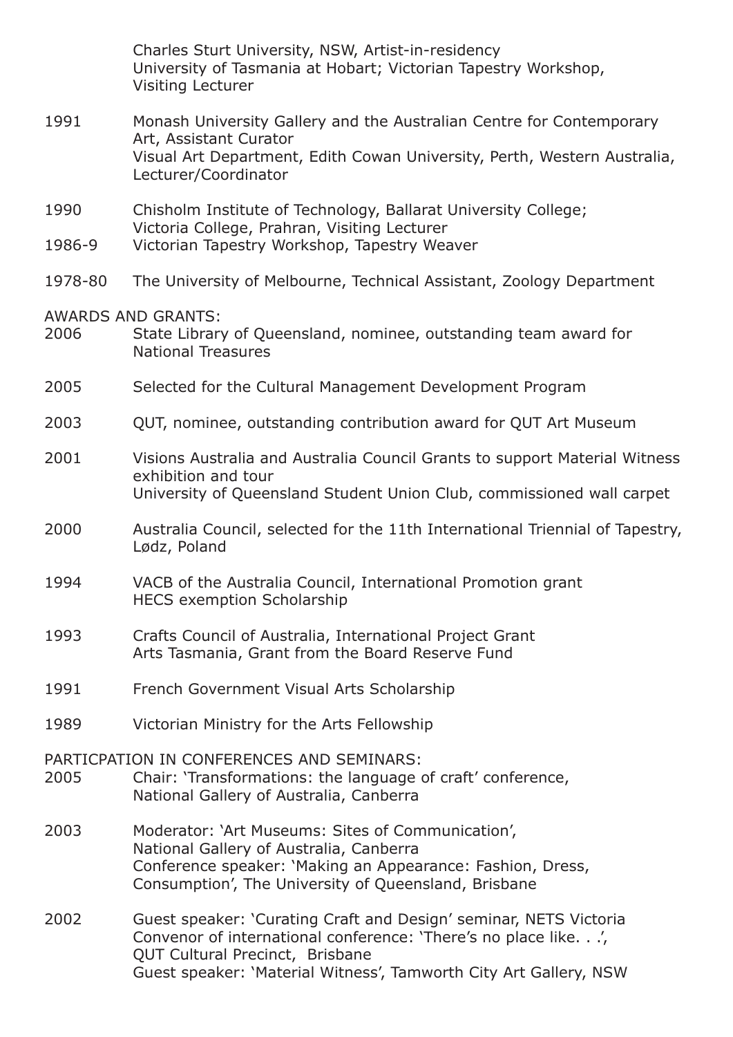Charles Sturt University, NSW, Artist-in-residency
University of Tasmania at Hobart; Victorian Tapestry Workshop, Visiting Lecturer

1991 Monash University Gallery and the Australian Centre for Contemporary Art, Assistant Curator
Visual Art Department, Edith Cowan University, Perth, Western Australia, Lecturer/Coordinator

1990 Chisholm Institute of Technology, Ballarat University College; Victoria College, Prahran, Visiting Lecturer

1986-9 Victorian Tapestry Workshop, Tapestry Weaver

1978-80 The University of Melbourne, Technical Assistant, Zoology Department

AWARDS AND GRANTS:

2006 State Library of Queensland, nominee, outstanding team award for National Treasures

2005 Selected for the Cultural Management Development Program

2003 QUT, nominee, outstanding contribution award for QUT Art Museum

2001 Visions Australia and Australia Council Grants to support Material Witness exhibition and tour
University of Queensland Student Union Club, commissioned wall carpet

2000 Australia Council, selected for the 11th International Triennial of Tapestry, Lødz, Poland

1994 VACB of the Australia Council, International Promotion grant
HECS exemption Scholarship

1993 Crafts Council of Australia, International Project Grant
Arts Tasmania, Grant from the Board Reserve Fund

1991 French Government Visual Arts Scholarship

1989 Victorian Ministry for the Arts Fellowship

PARTICPATION IN CONFERENCES AND SEMINARS:

2005 Chair: 'Transformations: the language of craft' conference, National Gallery of Australia, Canberra

2003 Moderator: 'Art Museums: Sites of Communication', National Gallery of Australia, Canberra
Conference speaker: 'Making an Appearance: Fashion, Dress, Consumption', The University of Queensland, Brisbane

2002 Guest speaker: 'Curating Craft and Design' seminar, NETS Victoria
Convenor of international conference: 'There's no place like. . .', QUT Cultural Precinct, Brisbane
Guest speaker: 'Material Witness', Tamworth City Art Gallery, NSW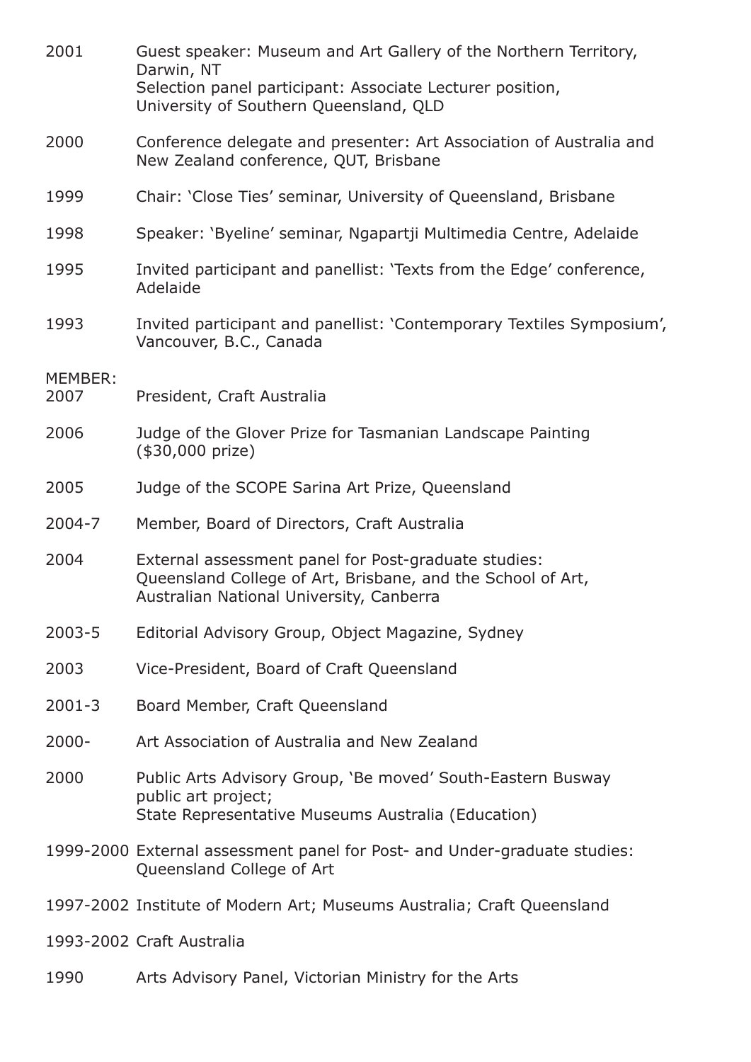2001 Guest speaker: Museum and Art Gallery of the Northern Territory, Darwin, NT
Selection panel participant: Associate Lecturer position, University of Southern Queensland, QLD

2000 Conference delegate and presenter: Art Association of Australia and New Zealand conference, QUT, Brisbane

1999 Chair: 'Close Ties' seminar, University of Queensland, Brisbane

1998 Speaker: 'Byeline' seminar, Ngapartji Multimedia Centre, Adelaide

1995 Invited participant and panellist: 'Texts from the Edge' conference, Adelaide

1993 Invited participant and panellist: 'Contemporary Textiles Symposium', Vancouver, B.C., Canada

MEMBER:

2007 President, Craft Australia

2006 Judge of the Glover Prize for Tasmanian Landscape Painting ($30,000 prize)

2005 Judge of the SCOPE Sarina Art Prize, Queensland

2004-7 Member, Board of Directors, Craft Australia

2004 External assessment panel for Post-graduate studies: Queensland College of Art, Brisbane, and the School of Art, Australian National University, Canberra

2003-5 Editorial Advisory Group, Object Magazine, Sydney

2003 Vice-President, Board of Craft Queensland

2001-3 Board Member, Craft Queensland

2000- Art Association of Australia and New Zealand

2000 Public Arts Advisory Group, 'Be moved' South-Eastern Busway public art project;
State Representative Museums Australia (Education)

1999-2000 External assessment panel for Post- and Under-graduate studies: Queensland College of Art

1997-2002 Institute of Modern Art; Museums Australia; Craft Queensland

1993-2002 Craft Australia

1990 Arts Advisory Panel, Victorian Ministry for the Arts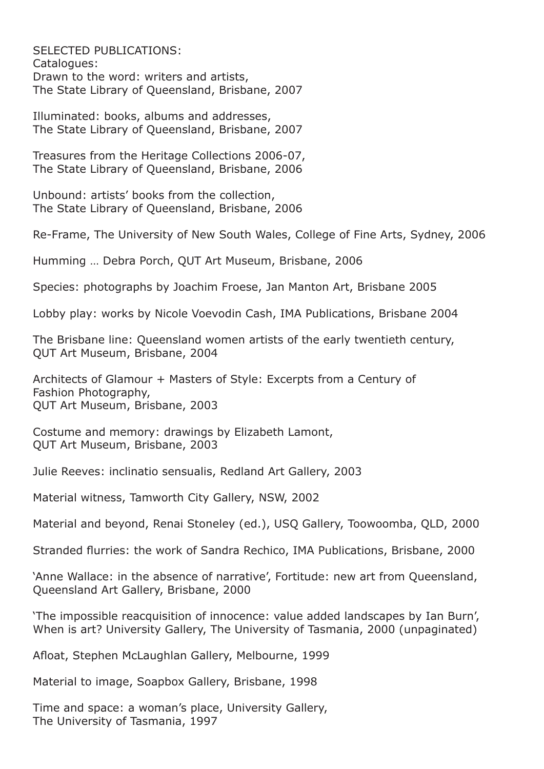SELECTED PUBLICATIONS:

Catalogues:

Drawn to the word: writers and artists,
The State Library of Queensland, Brisbane, 2007

Illuminated: books, albums and addresses,
The State Library of Queensland, Brisbane, 2007

Treasures from the Heritage Collections 2006-07,
The State Library of Queensland, Brisbane, 2006

Unbound: artists' books from the collection,
The State Library of Queensland, Brisbane, 2006

Re-Frame, The University of New South Wales, College of Fine Arts, Sydney, 2006

Humming … Debra Porch, QUT Art Museum, Brisbane, 2006

Species: photographs by Joachim Froese, Jan Manton Art, Brisbane 2005

Lobby play: works by Nicole Voevodin Cash, IMA Publications, Brisbane 2004

The Brisbane line: Queensland women artists of the early twentieth century,
QUT Art Museum, Brisbane, 2004

Architects of Glamour + Masters of Style: Excerpts from a Century of
Fashion Photography,
QUT Art Museum, Brisbane, 2003

Costume and memory: drawings by Elizabeth Lamont,
QUT Art Museum, Brisbane, 2003

Julie Reeves: inclinatio sensualis, Redland Art Gallery, 2003

Material witness, Tamworth City Gallery, NSW, 2002

Material and beyond, Renai Stoneley (ed.), USQ Gallery, Toowoomba, QLD, 2000

Stranded flurries: the work of Sandra Rechico, IMA Publications, Brisbane, 2000

'Anne Wallace: in the absence of narrative', Fortitude: new art from Queensland,
Queensland Art Gallery, Brisbane, 2000

'The impossible reacquisition of innocence: value added landscapes by Ian Burn',
When is art? University Gallery, The University of Tasmania, 2000 (unpaginated)

Afloat, Stephen McLaughlan Gallery, Melbourne, 1999

Material to image, Soapbox Gallery, Brisbane, 1998

Time and space: a woman's place, University Gallery,
The University of Tasmania, 1997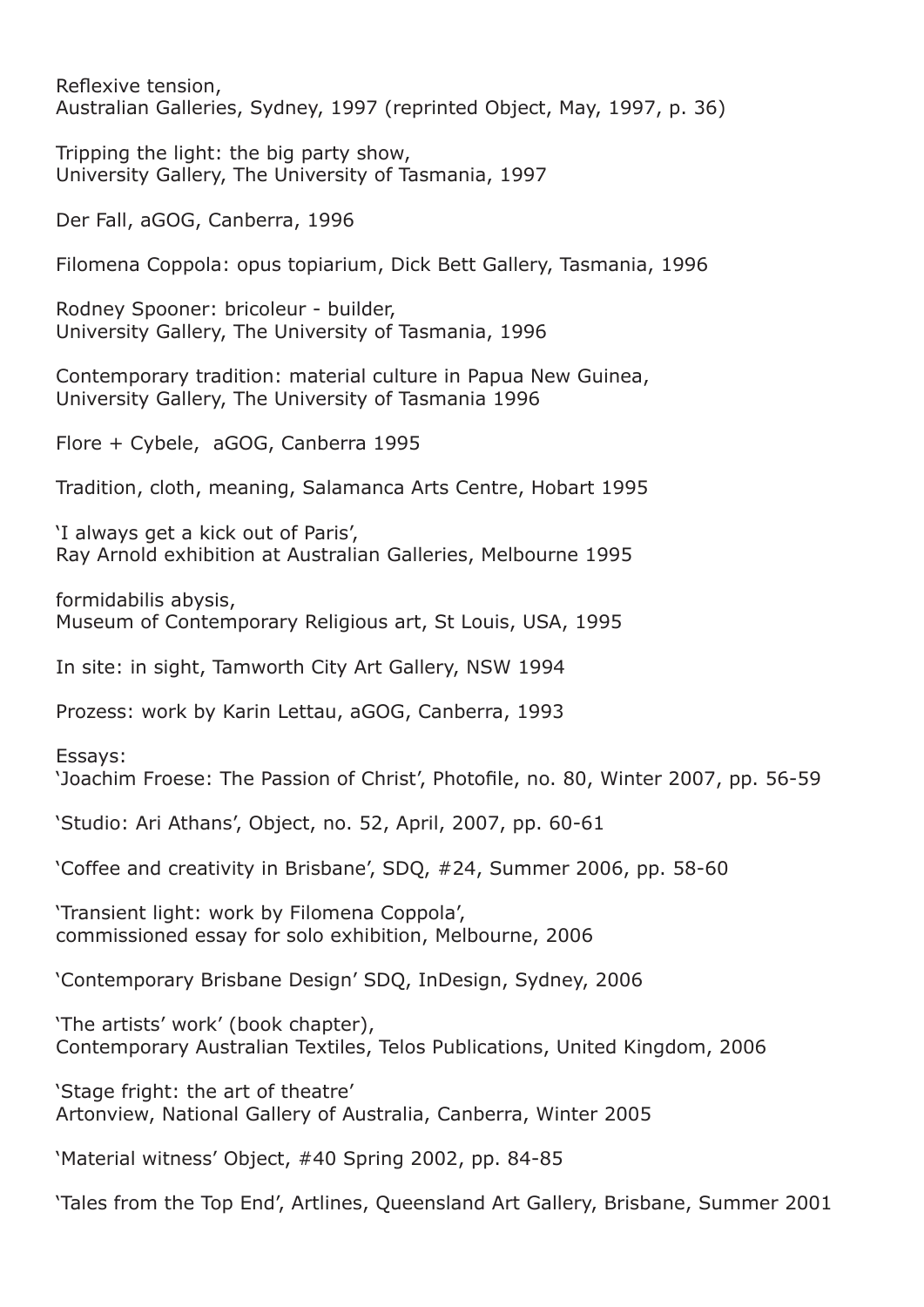Reflexive tension,
Australian Galleries, Sydney, 1997 (reprinted Object, May, 1997, p. 36)

Tripping the light: the big party show,
University Gallery, The University of Tasmania, 1997

Der Fall, aGOG, Canberra, 1996

Filomena Coppola: opus topiarium, Dick Bett Gallery, Tasmania, 1996

Rodney Spooner: bricoleur - builder,
University Gallery, The University of Tasmania, 1996

Contemporary tradition: material culture in Papua New Guinea,
University Gallery, The University of Tasmania 1996

Flore + Cybele, aGOG, Canberra 1995

Tradition, cloth, meaning, Salamanca Arts Centre, Hobart 1995

'I always get a kick out of Paris',
Ray Arnold exhibition at Australian Galleries, Melbourne 1995

formidabilis abysis,
Museum of Contemporary Religious art, St Louis, USA, 1995

In site: in sight, Tamworth City Art Gallery, NSW 1994

Prozess: work by Karin Lettau, aGOG, Canberra, 1993

Essays:
'Joachim Froese: The Passion of Christ', Photofile, no. 80, Winter 2007, pp. 56-59

'Studio: Ari Athans', Object, no. 52, April, 2007, pp. 60-61

'Coffee and creativity in Brisbane', SDQ, #24, Summer 2006, pp. 58-60

'Transient light: work by Filomena Coppola',
commissioned essay for solo exhibition, Melbourne, 2006

'Contemporary Brisbane Design' SDQ, InDesign, Sydney, 2006

'The artists' work' (book chapter),
Contemporary Australian Textiles, Telos Publications, United Kingdom, 2006

'Stage fright: the art of theatre'
Artonview, National Gallery of Australia, Canberra, Winter 2005

'Material witness' Object, #40 Spring 2002, pp. 84-85

'Tales from the Top End', Artlines, Queensland Art Gallery, Brisbane, Summer 2001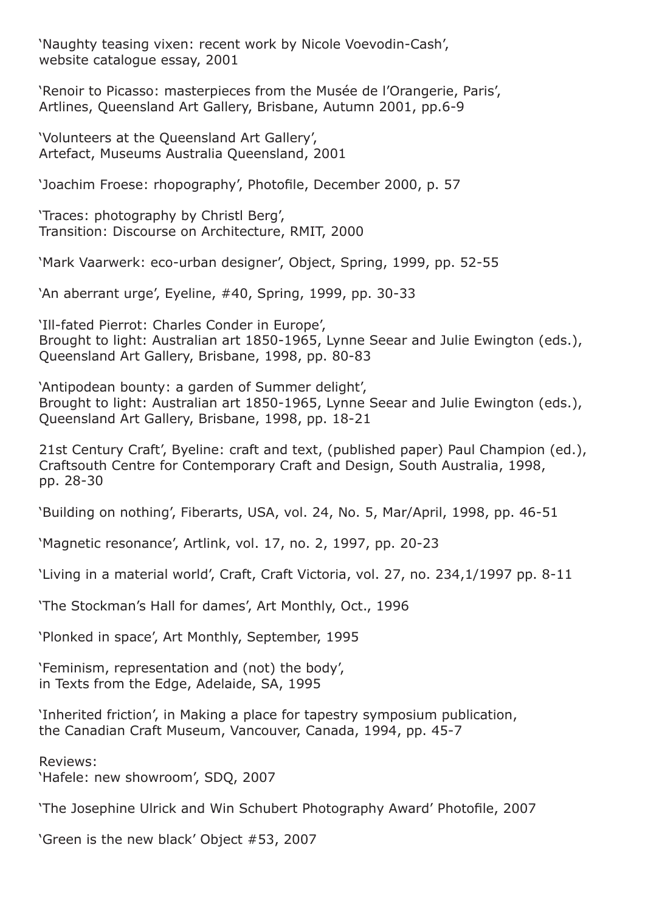'Naughty teasing vixen: recent work by Nicole Voevodin-Cash', website catalogue essay, 2001

'Renoir to Picasso: masterpieces from the Musée de l'Orangerie, Paris', Artlines, Queensland Art Gallery, Brisbane, Autumn 2001, pp.6-9

'Volunteers at the Queensland Art Gallery', Artefact, Museums Australia Queensland, 2001

'Joachim Froese: rhopography', Photofile, December 2000, p. 57

'Traces: photography by Christl Berg', Transition: Discourse on Architecture, RMIT, 2000

'Mark Vaarwerk: eco-urban designer', Object, Spring, 1999, pp. 52-55

'An aberrant urge', Eyeline, #40, Spring, 1999, pp. 30-33

'Ill-fated Pierrot: Charles Conder in Europe', Brought to light: Australian art 1850-1965, Lynne Seear and Julie Ewington (eds.), Queensland Art Gallery, Brisbane, 1998, pp. 80-83

'Antipodean bounty: a garden of Summer delight', Brought to light: Australian art 1850-1965, Lynne Seear and Julie Ewington (eds.), Queensland Art Gallery, Brisbane, 1998, pp. 18-21

21st Century Craft', Byeline: craft and text, (published paper) Paul Champion (ed.), Craftsouth Centre for Contemporary Craft and Design, South Australia, 1998, pp. 28-30

'Building on nothing', Fiberarts, USA, vol. 24, No. 5, Mar/April, 1998, pp. 46-51

'Magnetic resonance', Artlink, vol. 17, no. 2, 1997, pp. 20-23

'Living in a material world', Craft, Craft Victoria, vol. 27, no. 234,1/1997 pp. 8-11

'The Stockman's Hall for dames', Art Monthly, Oct., 1996

'Plonked in space', Art Monthly, September, 1995

'Feminism, representation and (not) the body', in Texts from the Edge, Adelaide, SA, 1995

'Inherited friction', in Making a place for tapestry symposium publication, the Canadian Craft Museum, Vancouver, Canada, 1994, pp. 45-7

Reviews:
'Hafele: new showroom', SDQ, 2007

'The Josephine Ulrick and Win Schubert Photography Award' Photofile, 2007

'Green is the new black' Object #53, 2007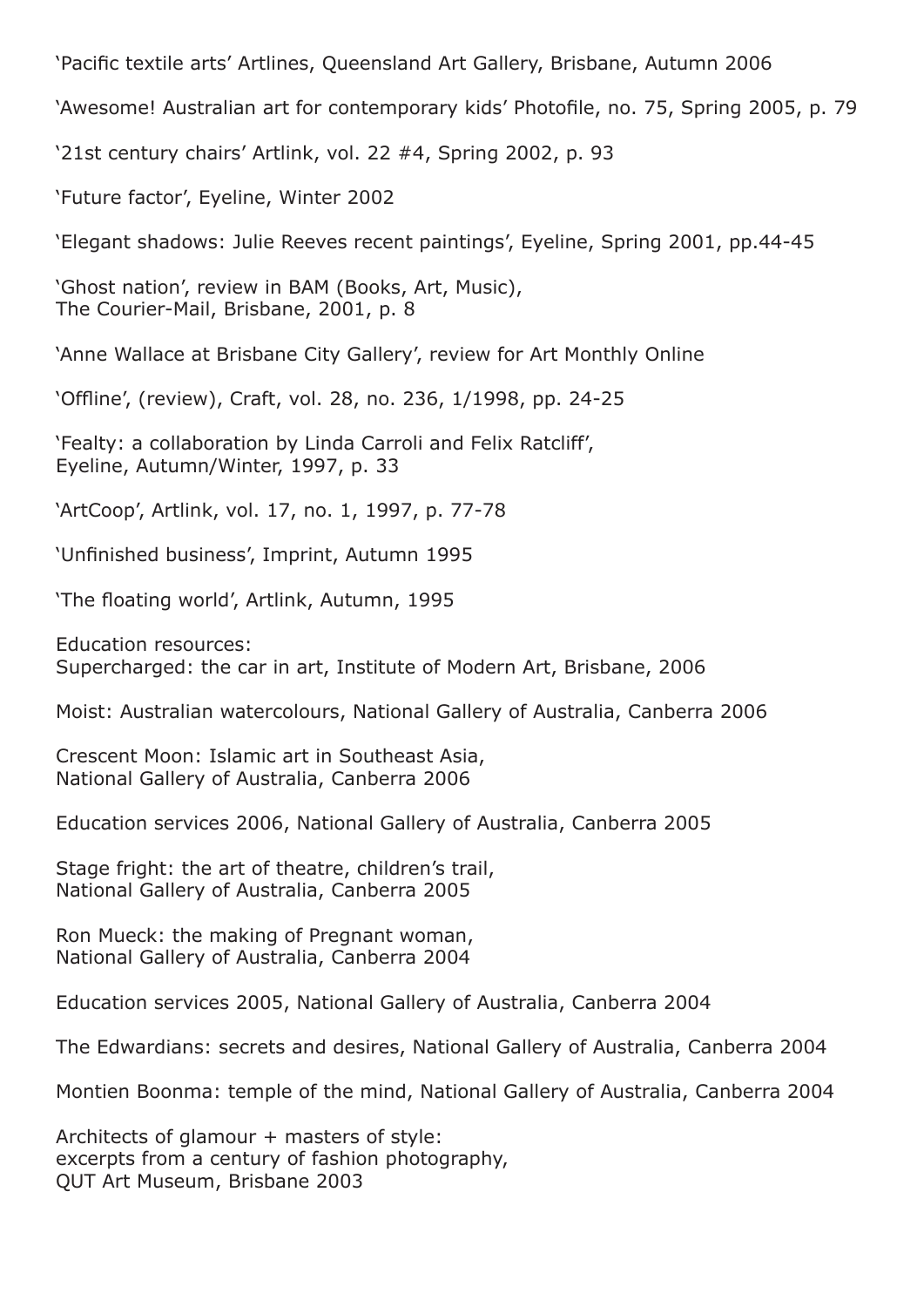'Pacific textile arts' Artlines, Queensland Art Gallery, Brisbane, Autumn 2006

'Awesome! Australian art for contemporary kids' Photofile, no. 75, Spring 2005, p. 79

'21st century chairs' Artlink, vol. 22 #4, Spring 2002, p. 93

'Future factor', Eyeline, Winter 2002

'Elegant shadows: Julie Reeves recent paintings', Eyeline, Spring 2001, pp.44-45

'Ghost nation', review in BAM (Books, Art, Music),
The Courier-Mail, Brisbane, 2001, p. 8

'Anne Wallace at Brisbane City Gallery', review for Art Monthly Online

'Offline', (review), Craft, vol. 28, no. 236, 1/1998, pp. 24-25

'Fealty: a collaboration by Linda Carroli and Felix Ratcliff',
Eyeline, Autumn/Winter, 1997, p. 33

'ArtCoop', Artlink, vol. 17, no. 1, 1997, p. 77-78

'Unfinished business', Imprint, Autumn 1995

'The floating world', Artlink, Autumn, 1995

Education resources:
Supercharged: the car in art, Institute of Modern Art, Brisbane, 2006

Moist: Australian watercolours, National Gallery of Australia, Canberra 2006

Crescent Moon: Islamic art in Southeast Asia,
National Gallery of Australia, Canberra 2006

Education services 2006, National Gallery of Australia, Canberra 2005

Stage fright: the art of theatre, children's trail,
National Gallery of Australia, Canberra 2005

Ron Mueck: the making of Pregnant woman,
National Gallery of Australia, Canberra 2004

Education services 2005, National Gallery of Australia, Canberra 2004

The Edwardians: secrets and desires, National Gallery of Australia, Canberra 2004

Montien Boonma: temple of the mind, National Gallery of Australia, Canberra 2004

Architects of glamour + masters of style:
excerpts from a century of fashion photography,
QUT Art Museum, Brisbane 2003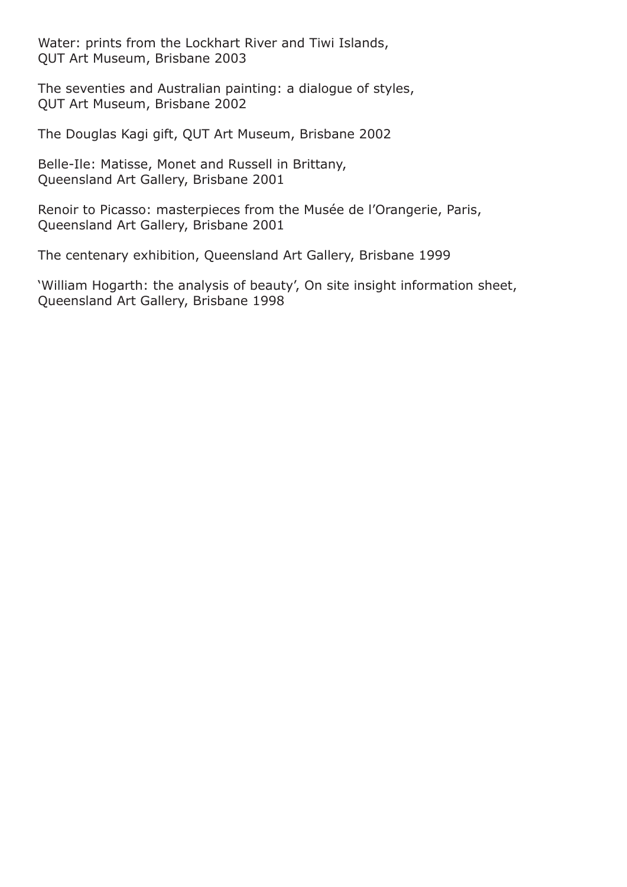Water: prints from the Lockhart River and Tiwi Islands, QUT Art Museum, Brisbane 2003

The seventies and Australian painting: a dialogue of styles, QUT Art Museum, Brisbane 2002

The Douglas Kagi gift, QUT Art Museum, Brisbane 2002

Belle-Ile: Matisse, Monet and Russell in Brittany, Queensland Art Gallery, Brisbane 2001

Renoir to Picasso: masterpieces from the Musée de l'Orangerie, Paris, Queensland Art Gallery, Brisbane 2001

The centenary exhibition, Queensland Art Gallery, Brisbane 1999

'William Hogarth: the analysis of beauty', On site insight information sheet, Queensland Art Gallery, Brisbane 1998